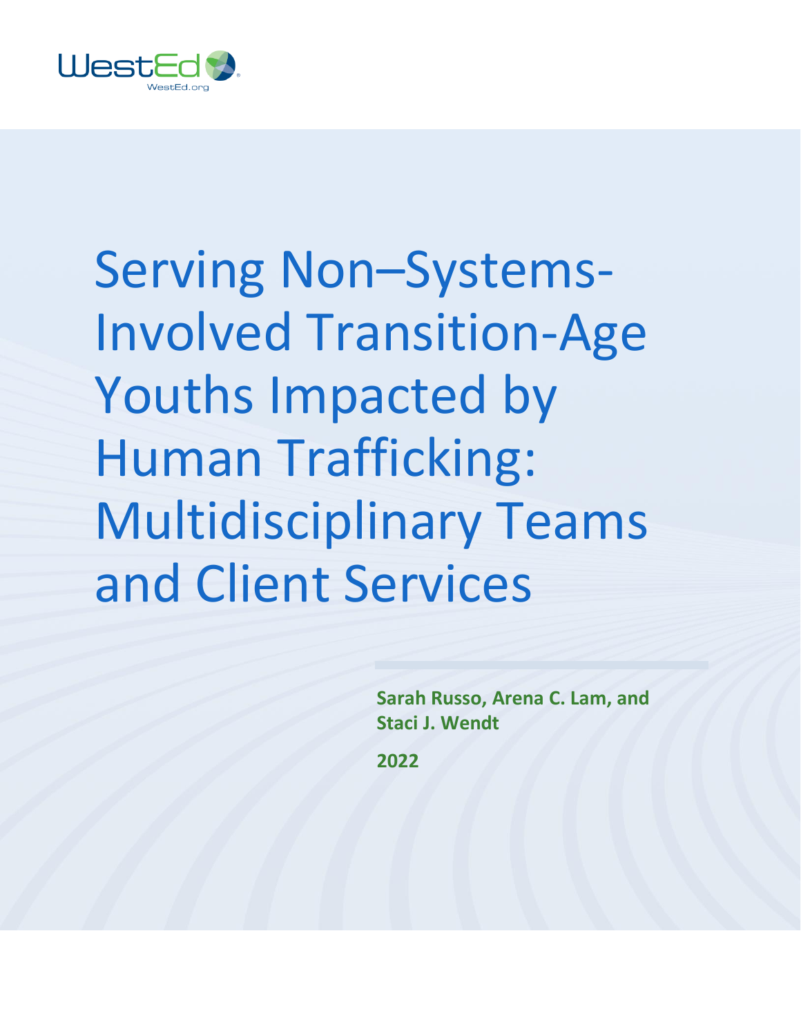WestEd
WestEd.org

# Serving Non–Systems-Involved Transition-Age Youths Impacted by Human Trafficking: Multidisciplinary Teams and Client Services

**Sarah Russo, Arena C. Lam, and Staci J. Wendt**

**2022**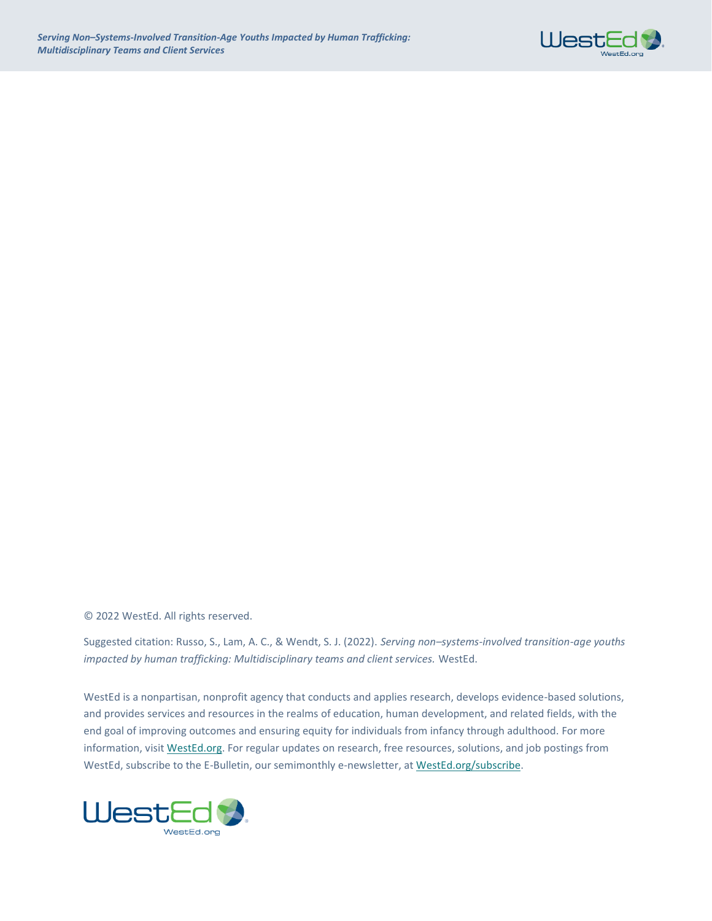© 2022 WestEd. All rights reserved.

Suggested citation: Russo, S., Lam, A. C., & Wendt, S. J. (2022). *Serving non–systems-involved transition-age youths impacted by human trafficking: Multidisciplinary teams and client services.* WestEd.

WestEd is a nonpartisan, nonprofit agency that conducts and applies research, develops evidence-based solutions, and provides services and resources in the realms of education, human development, and related fields, with the end goal of improving outcomes and ensuring equity for individuals from infancy through adulthood. For more information, visit WestEd.org. For regular updates on research, free resources, solutions, and job postings from WestEd, subscribe to the E-Bulletin, our semimonthly e-newsletter, at WestEd.org/subscribe.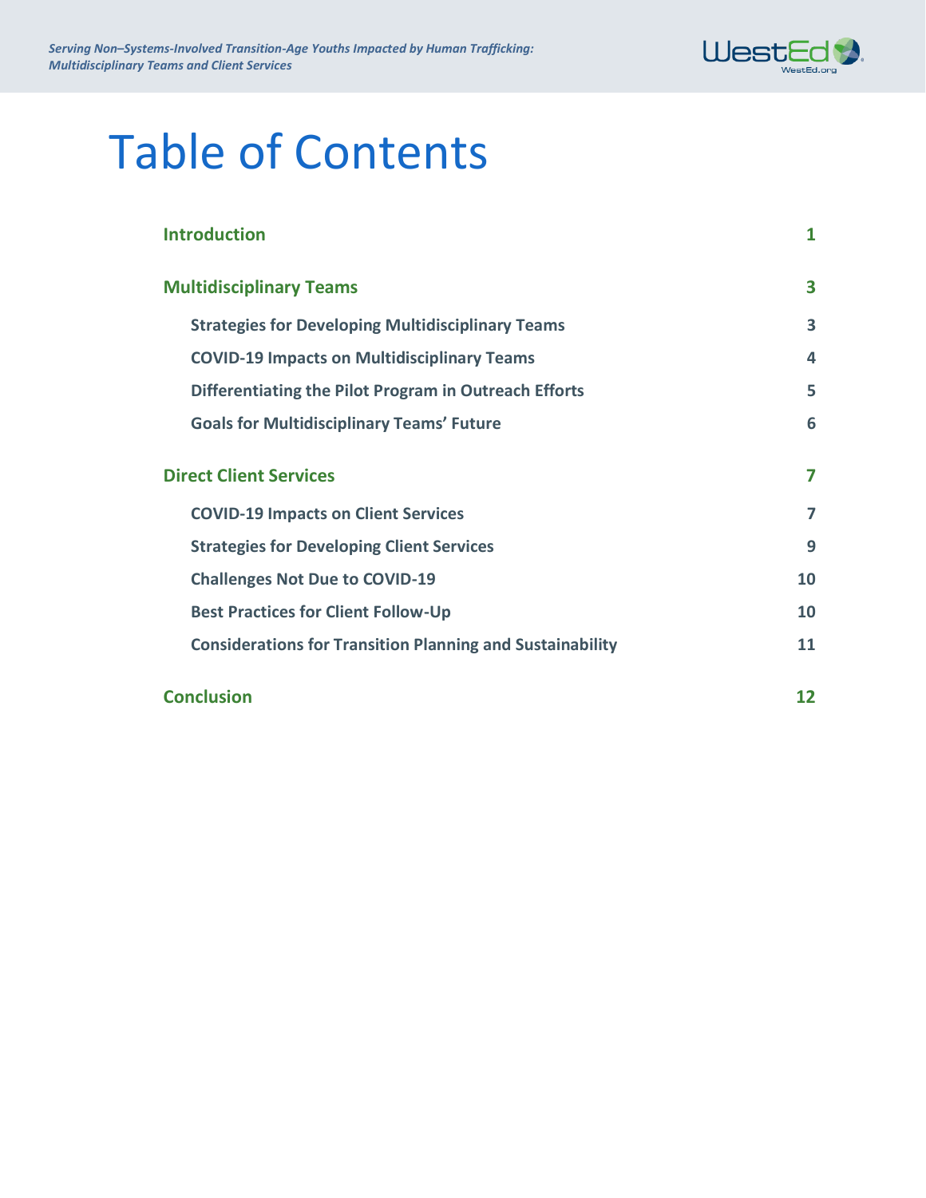# Table of Contents

| | |
|---|---|
| **Introduction** | **1** |
| **Multidisciplinary Teams** | **3** |
| &nbsp;&nbsp;&nbsp;&nbsp;**Strategies for Developing Multidisciplinary Teams** | **3** |
| &nbsp;&nbsp;&nbsp;&nbsp;**COVID-19 Impacts on Multidisciplinary Teams** | **4** |
| &nbsp;&nbsp;&nbsp;&nbsp;**Differentiating the Pilot Program in Outreach Efforts** | **5** |
| &nbsp;&nbsp;&nbsp;&nbsp;**Goals for Multidisciplinary Teams' Future** | **6** |
| **Direct Client Services** | **7** |
| &nbsp;&nbsp;&nbsp;&nbsp;**COVID-19 Impacts on Client Services** | **7** |
| &nbsp;&nbsp;&nbsp;&nbsp;**Strategies for Developing Client Services** | **9** |
| &nbsp;&nbsp;&nbsp;&nbsp;**Challenges Not Due to COVID-19** | **10** |
| &nbsp;&nbsp;&nbsp;&nbsp;**Best Practices for Client Follow-Up** | **10** |
| &nbsp;&nbsp;&nbsp;&nbsp;**Considerations for Transition Planning and Sustainability** | **11** |
| **Conclusion** | **12** |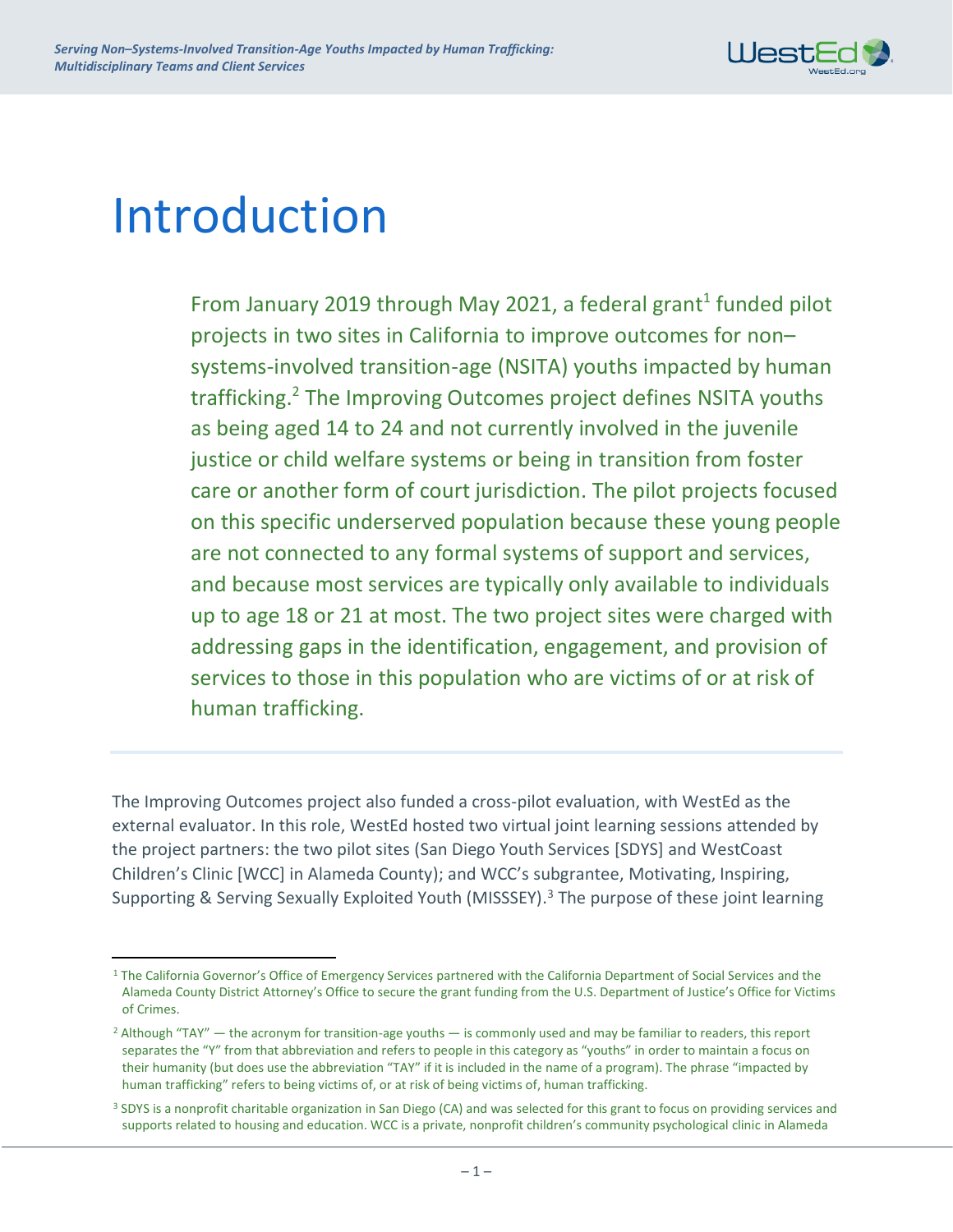# Introduction

From January 2019 through May 2021, a federal grant[1] funded pilot projects in two sites in California to improve outcomes for non–systems-involved transition-age (NSITA) youths impacted by human trafficking.[2] The Improving Outcomes project defines NSITA youths as being aged 14 to 24 and not currently involved in the juvenile justice or child welfare systems or being in transition from foster care or another form of court jurisdiction. The pilot projects focused on this specific underserved population because these young people are not connected to any formal systems of support and services, and because most services are typically only available to individuals up to age 18 or 21 at most. The two project sites were charged with addressing gaps in the identification, engagement, and provision of services to those in this population who are victims of or at risk of human trafficking.

The Improving Outcomes project also funded a cross-pilot evaluation, with WestEd as the external evaluator. In this role, WestEd hosted two virtual joint learning sessions attended by the project partners: the two pilot sites (San Diego Youth Services [SDYS] and WestCoast Children's Clinic [WCC] in Alameda County); and WCC's subgrantee, Motivating, Inspiring, Supporting & Serving Sexually Exploited Youth (MISSSEY).[3] The purpose of these joint learning

[1] The California Governor's Office of Emergency Services partnered with the California Department of Social Services and the Alameda County District Attorney's Office to secure the grant funding from the U.S. Department of Justice's Office for Victims of Crimes.

[2] Although "TAY" — the acronym for transition-age youths — is commonly used and may be familiar to readers, this report separates the "Y" from that abbreviation and refers to people in this category as "youths" in order to maintain a focus on their humanity (but does use the abbreviation "TAY" if it is included in the name of a program). The phrase "impacted by human trafficking" refers to being victims of, or at risk of being victims of, human trafficking.

[3] SDYS is a nonprofit charitable organization in San Diego (CA) and was selected for this grant to focus on providing services and supports related to housing and education. WCC is a private, nonprofit children's community psychological clinic in Alameda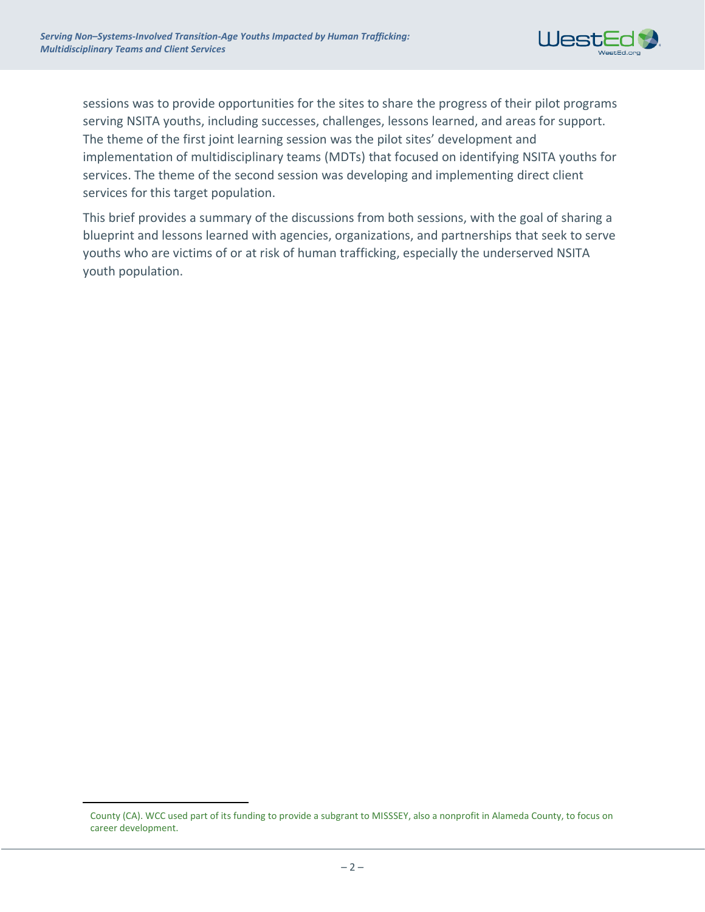sessions was to provide opportunities for the sites to share the progress of their pilot programs serving NSITA youths, including successes, challenges, lessons learned, and areas for support. The theme of the first joint learning session was the pilot sites' development and implementation of multidisciplinary teams (MDTs) that focused on identifying NSITA youths for services. The theme of the second session was developing and implementing direct client services for this target population.

This brief provides a summary of the discussions from both sessions, with the goal of sharing a blueprint and lessons learned with agencies, organizations, and partnerships that seek to serve youths who are victims of or at risk of human trafficking, especially the underserved NSITA youth population.

---

County (CA). WCC used part of its funding to provide a subgrant to MISSSEY, also a nonprofit in Alameda County, to focus on career development.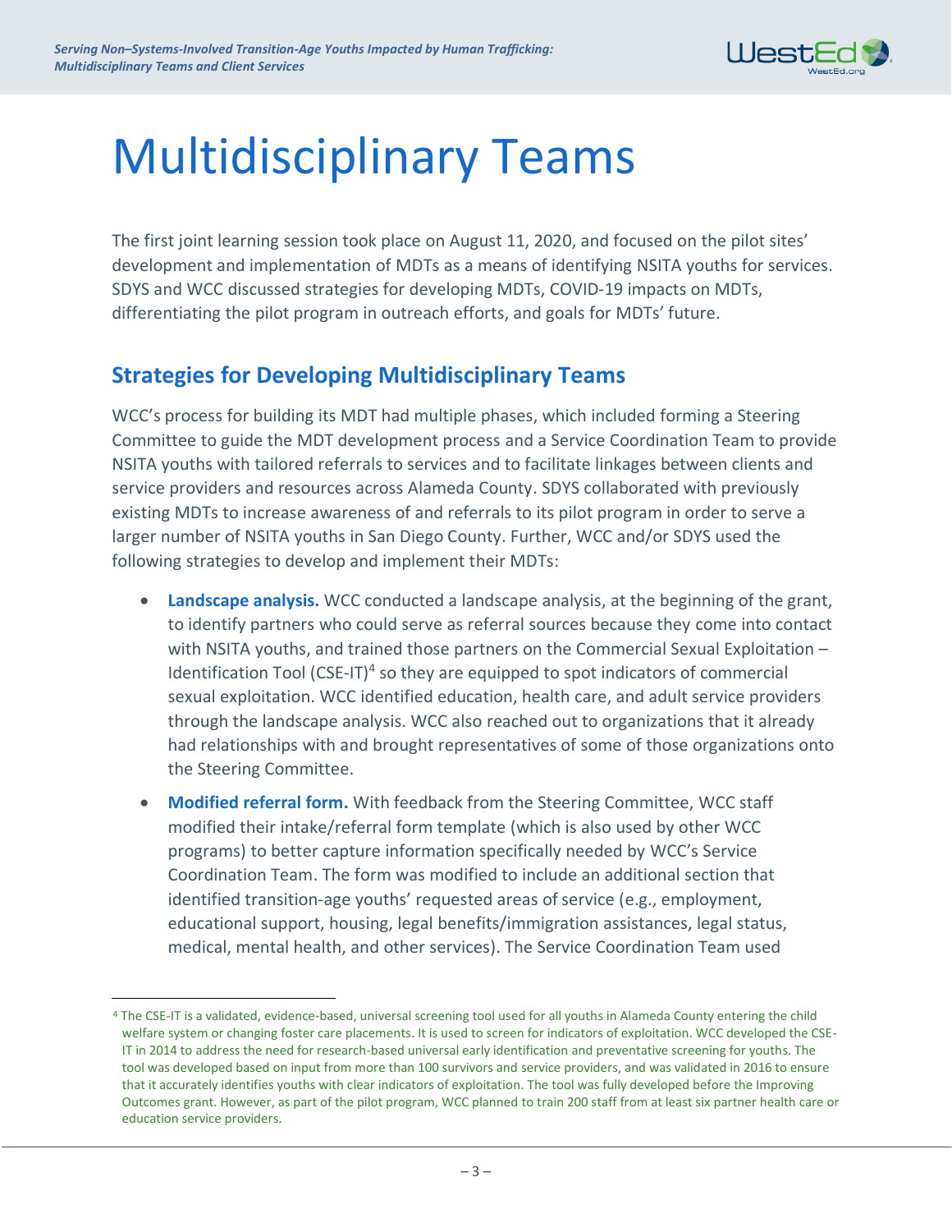# Multidisciplinary Teams

The first joint learning session took place on August 11, 2020, and focused on the pilot sites' development and implementation of MDTs as a means of identifying NSITA youths for services. SDYS and WCC discussed strategies for developing MDTs, COVID-19 impacts on MDTs, differentiating the pilot program in outreach efforts, and goals for MDTs' future.

## Strategies for Developing Multidisciplinary Teams

WCC's process for building its MDT had multiple phases, which included forming a Steering Committee to guide the MDT development process and a Service Coordination Team to provide NSITA youths with tailored referrals to services and to facilitate linkages between clients and service providers and resources across Alameda County. SDYS collaborated with previously existing MDTs to increase awareness of and referrals to its pilot program in order to serve a larger number of NSITA youths in San Diego County. Further, WCC and/or SDYS used the following strategies to develop and implement their MDTs:

- **Landscape analysis.** WCC conducted a landscape analysis, at the beginning of the grant, to identify partners who could serve as referral sources because they come into contact with NSITA youths, and trained those partners on the Commercial Sexual Exploitation – Identification Tool (CSE-IT)[4] so they are equipped to spot indicators of commercial sexual exploitation. WCC identified education, health care, and adult service providers through the landscape analysis. WCC also reached out to organizations that it already had relationships with and brought representatives of some of those organizations onto the Steering Committee.
- **Modified referral form.** With feedback from the Steering Committee, WCC staff modified their intake/referral form template (which is also used by other WCC programs) to better capture information specifically needed by WCC's Service Coordination Team. The form was modified to include an additional section that identified transition-age youths' requested areas of service (e.g., employment, educational support, housing, legal benefits/immigration assistances, legal status, medical, mental health, and other services). The Service Coordination Team used

[4] The CSE-IT is a validated, evidence-based, universal screening tool used for all youths in Alameda County entering the child welfare system or changing foster care placements. It is used to screen for indicators of exploitation. WCC developed the CSE-IT in 2014 to address the need for research-based universal early identification and preventative screening for youths. The tool was developed based on input from more than 100 survivors and service providers, and was validated in 2016 to ensure that it accurately identifies youths with clear indicators of exploitation. The tool was fully developed before the Improving Outcomes grant. However, as part of the pilot program, WCC planned to train 200 staff from at least six partner health care or education service providers.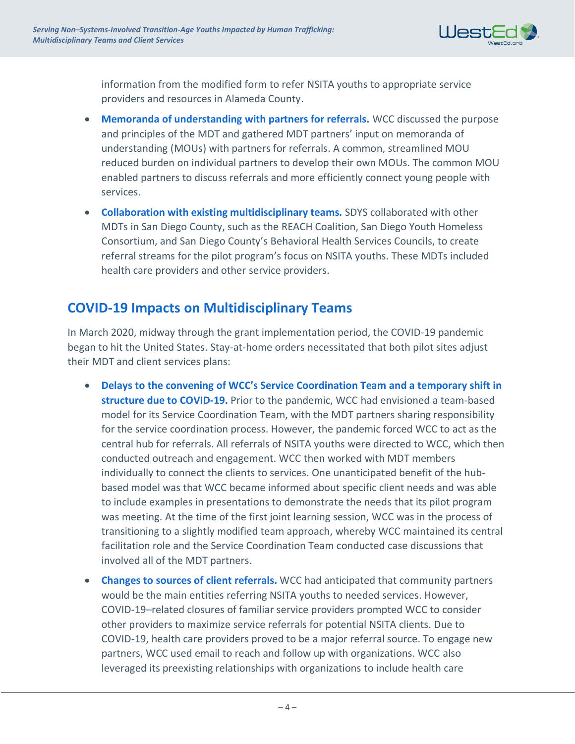information from the modified form to refer NSITA youths to appropriate service providers and resources in Alameda County.

- **Memoranda of understanding with partners for referrals.** WCC discussed the purpose and principles of the MDT and gathered MDT partners' input on memoranda of understanding (MOUs) with partners for referrals. A common, streamlined MOU reduced burden on individual partners to develop their own MOUs. The common MOU enabled partners to discuss referrals and more efficiently connect young people with services.
- **Collaboration with existing multidisciplinary teams.** SDYS collaborated with other MDTs in San Diego County, such as the REACH Coalition, San Diego Youth Homeless Consortium, and San Diego County's Behavioral Health Services Councils, to create referral streams for the pilot program's focus on NSITA youths. These MDTs included health care providers and other service providers.

## COVID-19 Impacts on Multidisciplinary Teams

In March 2020, midway through the grant implementation period, the COVID-19 pandemic began to hit the United States. Stay-at-home orders necessitated that both pilot sites adjust their MDT and client services plans:

- **Delays to the convening of WCC's Service Coordination Team and a temporary shift in structure due to COVID-19.** Prior to the pandemic, WCC had envisioned a team-based model for its Service Coordination Team, with the MDT partners sharing responsibility for the service coordination process. However, the pandemic forced WCC to act as the central hub for referrals. All referrals of NSITA youths were directed to WCC, which then conducted outreach and engagement. WCC then worked with MDT members individually to connect the clients to services. One unanticipated benefit of the hub-based model was that WCC became informed about specific client needs and was able to include examples in presentations to demonstrate the needs that its pilot program was meeting. At the time of the first joint learning session, WCC was in the process of transitioning to a slightly modified team approach, whereby WCC maintained its central facilitation role and the Service Coordination Team conducted case discussions that involved all of the MDT partners.
- **Changes to sources of client referrals.** WCC had anticipated that community partners would be the main entities referring NSITA youths to needed services. However, COVID-19–related closures of familiar service providers prompted WCC to consider other providers to maximize service referrals for potential NSITA clients. Due to COVID-19, health care providers proved to be a major referral source. To engage new partners, WCC used email to reach and follow up with organizations. WCC also leveraged its preexisting relationships with organizations to include health care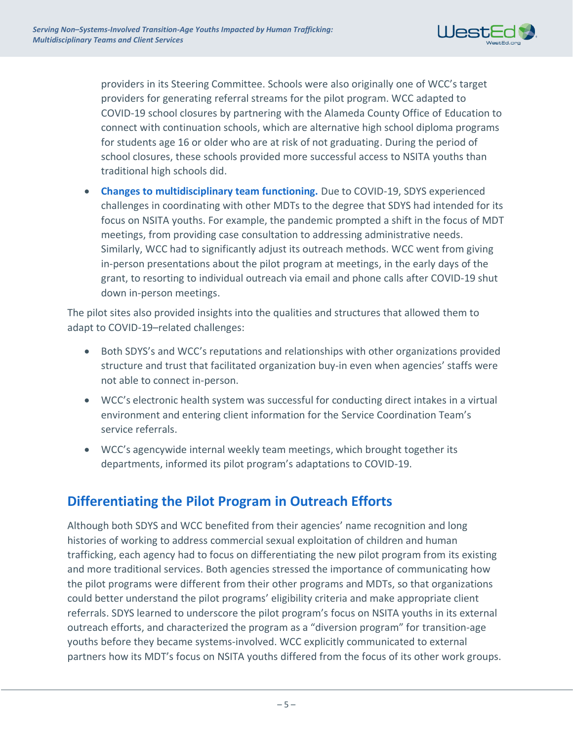providers in its Steering Committee. Schools were also originally one of WCC's target providers for generating referral streams for the pilot program. WCC adapted to COVID-19 school closures by partnering with the Alameda County Office of Education to connect with continuation schools, which are alternative high school diploma programs for students age 16 or older who are at risk of not graduating. During the period of school closures, these schools provided more successful access to NSITA youths than traditional high schools did.

- **Changes to multidisciplinary team functioning.** Due to COVID-19, SDYS experienced challenges in coordinating with other MDTs to the degree that SDYS had intended for its focus on NSITA youths. For example, the pandemic prompted a shift in the focus of MDT meetings, from providing case consultation to addressing administrative needs. Similarly, WCC had to significantly adjust its outreach methods. WCC went from giving in-person presentations about the pilot program at meetings, in the early days of the grant, to resorting to individual outreach via email and phone calls after COVID-19 shut down in-person meetings.

The pilot sites also provided insights into the qualities and structures that allowed them to adapt to COVID-19–related challenges:

- Both SDYS's and WCC's reputations and relationships with other organizations provided structure and trust that facilitated organization buy-in even when agencies' staffs were not able to connect in-person.
- WCC's electronic health system was successful for conducting direct intakes in a virtual environment and entering client information for the Service Coordination Team's service referrals.
- WCC's agencywide internal weekly team meetings, which brought together its departments, informed its pilot program's adaptations to COVID-19.

## Differentiating the Pilot Program in Outreach Efforts

Although both SDYS and WCC benefited from their agencies' name recognition and long histories of working to address commercial sexual exploitation of children and human trafficking, each agency had to focus on differentiating the new pilot program from its existing and more traditional services. Both agencies stressed the importance of communicating how the pilot programs were different from their other programs and MDTs, so that organizations could better understand the pilot programs' eligibility criteria and make appropriate client referrals. SDYS learned to underscore the pilot program's focus on NSITA youths in its external outreach efforts, and characterized the program as a "diversion program" for transition-age youths before they became systems-involved. WCC explicitly communicated to external partners how its MDT's focus on NSITA youths differed from the focus of its other work groups.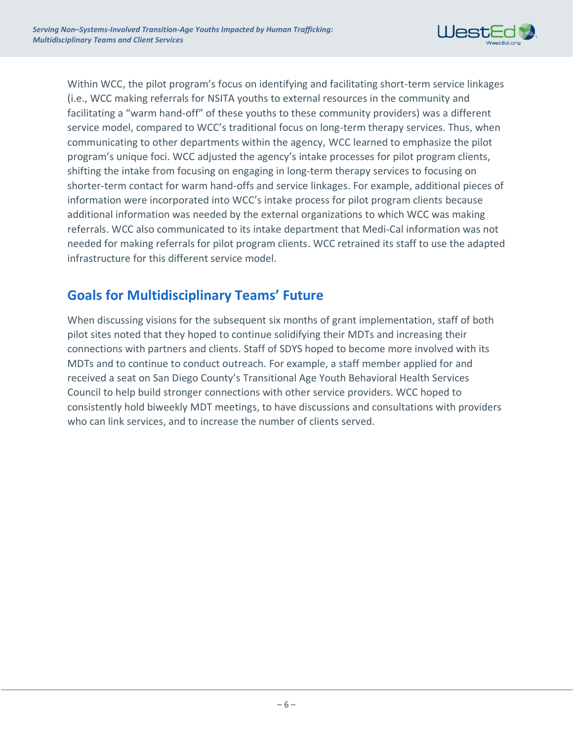Within WCC, the pilot program's focus on identifying and facilitating short-term service linkages (i.e., WCC making referrals for NSITA youths to external resources in the community and facilitating a "warm hand-off" of these youths to these community providers) was a different service model, compared to WCC's traditional focus on long-term therapy services. Thus, when communicating to other departments within the agency, WCC learned to emphasize the pilot program's unique foci. WCC adjusted the agency's intake processes for pilot program clients, shifting the intake from focusing on engaging in long-term therapy services to focusing on shorter-term contact for warm hand-offs and service linkages. For example, additional pieces of information were incorporated into WCC's intake process for pilot program clients because additional information was needed by the external organizations to which WCC was making referrals. WCC also communicated to its intake department that Medi-Cal information was not needed for making referrals for pilot program clients. WCC retrained its staff to use the adapted infrastructure for this different service model.

## Goals for Multidisciplinary Teams' Future

When discussing visions for the subsequent six months of grant implementation, staff of both pilot sites noted that they hoped to continue solidifying their MDTs and increasing their connections with partners and clients. Staff of SDYS hoped to become more involved with its MDTs and to continue to conduct outreach. For example, a staff member applied for and received a seat on San Diego County's Transitional Age Youth Behavioral Health Services Council to help build stronger connections with other service providers. WCC hoped to consistently hold biweekly MDT meetings, to have discussions and consultations with providers who can link services, and to increase the number of clients served.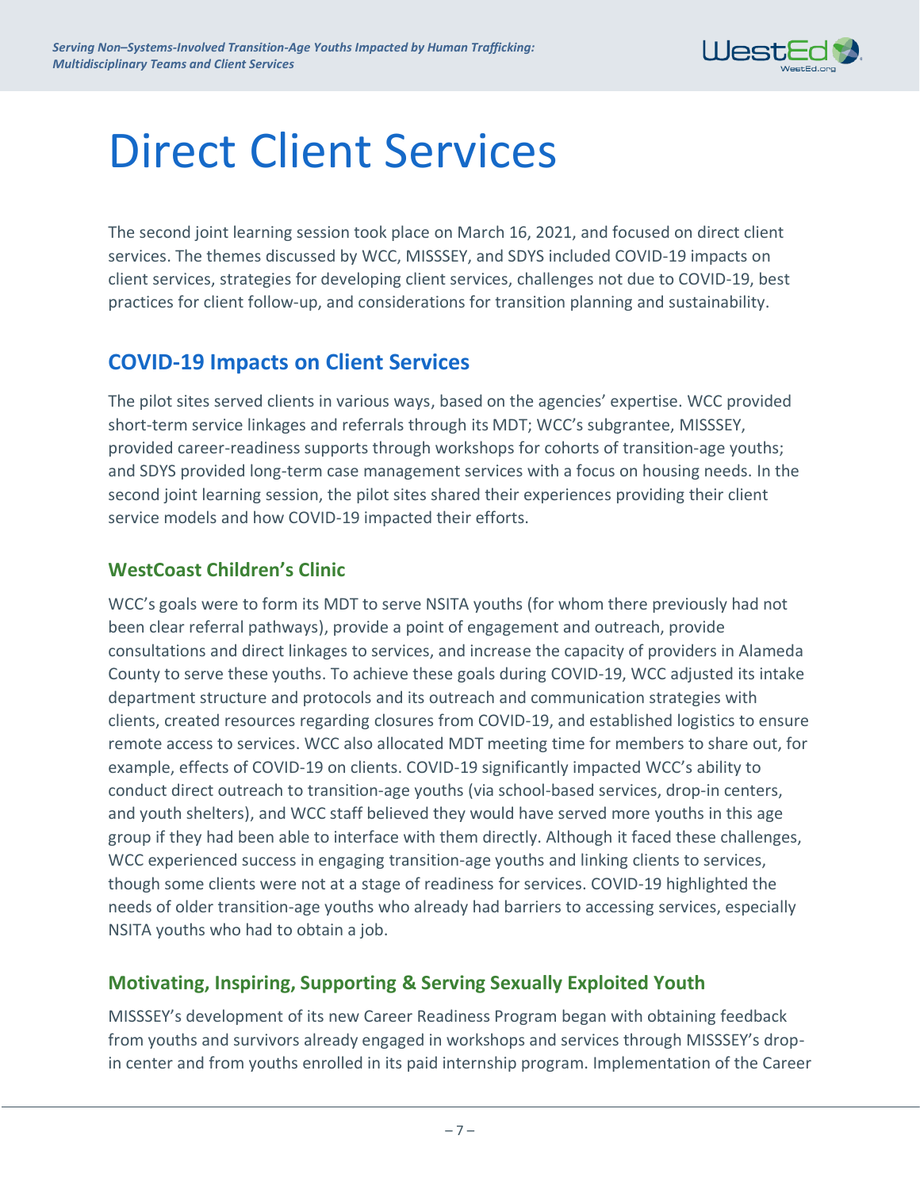# Direct Client Services

The second joint learning session took place on March 16, 2021, and focused on direct client services. The themes discussed by WCC, MISSSEY, and SDYS included COVID-19 impacts on client services, strategies for developing client services, challenges not due to COVID-19, best practices for client follow-up, and considerations for transition planning and sustainability.

## COVID-19 Impacts on Client Services

The pilot sites served clients in various ways, based on the agencies' expertise. WCC provided short-term service linkages and referrals through its MDT; WCC's subgrantee, MISSSEY, provided career-readiness supports through workshops for cohorts of transition-age youths; and SDYS provided long-term case management services with a focus on housing needs. In the second joint learning session, the pilot sites shared their experiences providing their client service models and how COVID-19 impacted their efforts.

### WestCoast Children's Clinic

WCC's goals were to form its MDT to serve NSITA youths (for whom there previously had not been clear referral pathways), provide a point of engagement and outreach, provide consultations and direct linkages to services, and increase the capacity of providers in Alameda County to serve these youths. To achieve these goals during COVID-19, WCC adjusted its intake department structure and protocols and its outreach and communication strategies with clients, created resources regarding closures from COVID-19, and established logistics to ensure remote access to services. WCC also allocated MDT meeting time for members to share out, for example, effects of COVID-19 on clients. COVID-19 significantly impacted WCC's ability to conduct direct outreach to transition-age youths (via school-based services, drop-in centers, and youth shelters), and WCC staff believed they would have served more youths in this age group if they had been able to interface with them directly. Although it faced these challenges, WCC experienced success in engaging transition-age youths and linking clients to services, though some clients were not at a stage of readiness for services. COVID-19 highlighted the needs of older transition-age youths who already had barriers to accessing services, especially NSITA youths who had to obtain a job.

### Motivating, Inspiring, Supporting & Serving Sexually Exploited Youth

MISSSEY's development of its new Career Readiness Program began with obtaining feedback from youths and survivors already engaged in workshops and services through MISSSEY's drop-in center and from youths enrolled in its paid internship program. Implementation of the Career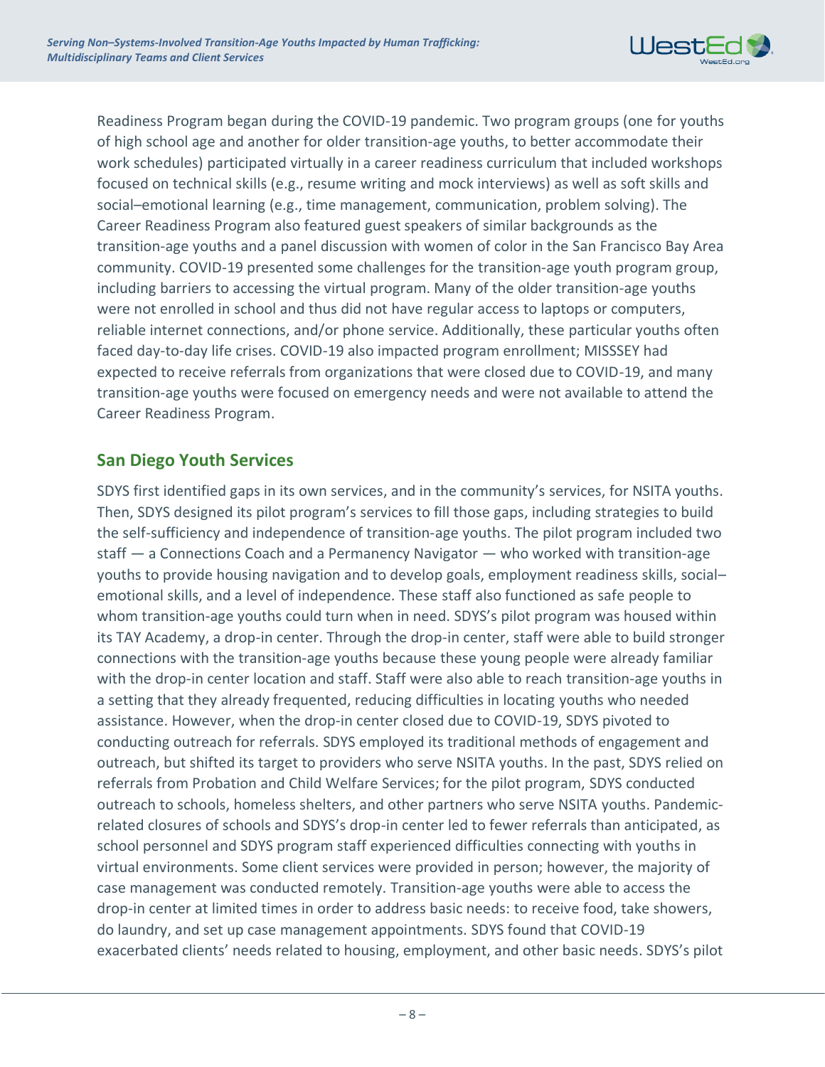Readiness Program began during the COVID-19 pandemic. Two program groups (one for youths of high school age and another for older transition-age youths, to better accommodate their work schedules) participated virtually in a career readiness curriculum that included workshops focused on technical skills (e.g., resume writing and mock interviews) as well as soft skills and social–emotional learning (e.g., time management, communication, problem solving). The Career Readiness Program also featured guest speakers of similar backgrounds as the transition-age youths and a panel discussion with women of color in the San Francisco Bay Area community. COVID-19 presented some challenges for the transition-age youth program group, including barriers to accessing the virtual program. Many of the older transition-age youths were not enrolled in school and thus did not have regular access to laptops or computers, reliable internet connections, and/or phone service. Additionally, these particular youths often faced day-to-day life crises. COVID-19 also impacted program enrollment; MISSSEY had expected to receive referrals from organizations that were closed due to COVID-19, and many transition-age youths were focused on emergency needs and were not available to attend the Career Readiness Program.

### San Diego Youth Services

SDYS first identified gaps in its own services, and in the community's services, for NSITA youths. Then, SDYS designed its pilot program's services to fill those gaps, including strategies to build the self-sufficiency and independence of transition-age youths. The pilot program included two staff — a Connections Coach and a Permanency Navigator — who worked with transition-age youths to provide housing navigation and to develop goals, employment readiness skills, social–emotional skills, and a level of independence. These staff also functioned as safe people to whom transition-age youths could turn when in need. SDYS's pilot program was housed within its TAY Academy, a drop-in center. Through the drop-in center, staff were able to build stronger connections with the transition-age youths because these young people were already familiar with the drop-in center location and staff. Staff were also able to reach transition-age youths in a setting that they already frequented, reducing difficulties in locating youths who needed assistance. However, when the drop-in center closed due to COVID-19, SDYS pivoted to conducting outreach for referrals. SDYS employed its traditional methods of engagement and outreach, but shifted its target to providers who serve NSITA youths. In the past, SDYS relied on referrals from Probation and Child Welfare Services; for the pilot program, SDYS conducted outreach to schools, homeless shelters, and other partners who serve NSITA youths. Pandemic-related closures of schools and SDYS's drop-in center led to fewer referrals than anticipated, as school personnel and SDYS program staff experienced difficulties connecting with youths in virtual environments. Some client services were provided in person; however, the majority of case management was conducted remotely. Transition-age youths were able to access the drop-in center at limited times in order to address basic needs: to receive food, take showers, do laundry, and set up case management appointments. SDYS found that COVID-19 exacerbated clients' needs related to housing, employment, and other basic needs. SDYS's pilot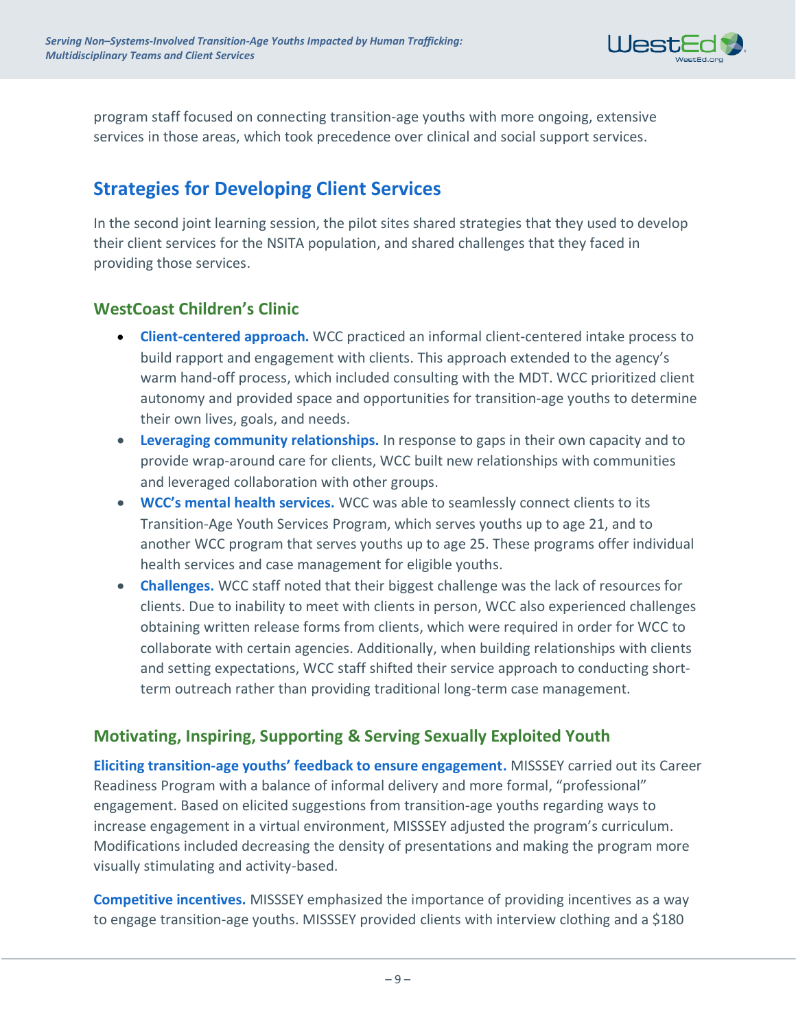program staff focused on connecting transition-age youths with more ongoing, extensive services in those areas, which took precedence over clinical and social support services.

## Strategies for Developing Client Services

In the second joint learning session, the pilot sites shared strategies that they used to develop their client services for the NSITA population, and shared challenges that they faced in providing those services.

### WestCoast Children's Clinic

- **Client-centered approach.** WCC practiced an informal client-centered intake process to build rapport and engagement with clients. This approach extended to the agency's warm hand-off process, which included consulting with the MDT. WCC prioritized client autonomy and provided space and opportunities for transition-age youths to determine their own lives, goals, and needs.
- **Leveraging community relationships.** In response to gaps in their own capacity and to provide wrap-around care for clients, WCC built new relationships with communities and leveraged collaboration with other groups.
- **WCC's mental health services.** WCC was able to seamlessly connect clients to its Transition-Age Youth Services Program, which serves youths up to age 21, and to another WCC program that serves youths up to age 25. These programs offer individual health services and case management for eligible youths.
- **Challenges.** WCC staff noted that their biggest challenge was the lack of resources for clients. Due to inability to meet with clients in person, WCC also experienced challenges obtaining written release forms from clients, which were required in order for WCC to collaborate with certain agencies. Additionally, when building relationships with clients and setting expectations, WCC staff shifted their service approach to conducting short-term outreach rather than providing traditional long-term case management.

### Motivating, Inspiring, Supporting & Serving Sexually Exploited Youth

**Eliciting transition-age youths' feedback to ensure engagement.** MISSSEY carried out its Career Readiness Program with a balance of informal delivery and more formal, "professional" engagement. Based on elicited suggestions from transition-age youths regarding ways to increase engagement in a virtual environment, MISSSEY adjusted the program's curriculum. Modifications included decreasing the density of presentations and making the program more visually stimulating and activity-based.

**Competitive incentives.** MISSSEY emphasized the importance of providing incentives as a way to engage transition-age youths. MISSSEY provided clients with interview clothing and a $180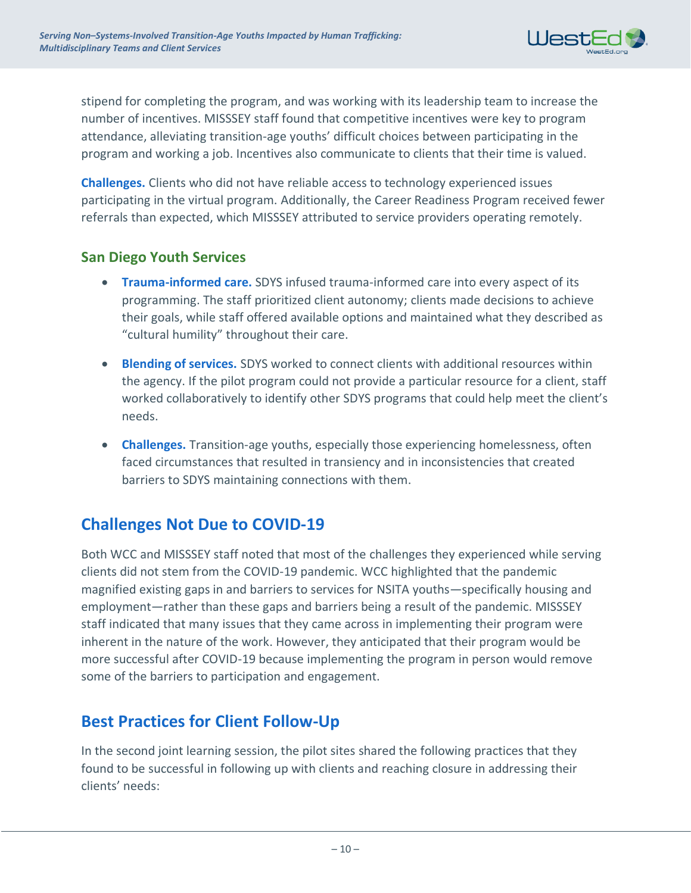stipend for completing the program, and was working with its leadership team to increase the number of incentives. MISSSEY staff found that competitive incentives were key to program attendance, alleviating transition-age youths' difficult choices between participating in the program and working a job. Incentives also communicate to clients that their time is valued.

**Challenges.** Clients who did not have reliable access to technology experienced issues participating in the virtual program. Additionally, the Career Readiness Program received fewer referrals than expected, which MISSSEY attributed to service providers operating remotely.

### San Diego Youth Services

- **Trauma-informed care.** SDYS infused trauma-informed care into every aspect of its programming. The staff prioritized client autonomy; clients made decisions to achieve their goals, while staff offered available options and maintained what they described as "cultural humility" throughout their care.
- **Blending of services.** SDYS worked to connect clients with additional resources within the agency. If the pilot program could not provide a particular resource for a client, staff worked collaboratively to identify other SDYS programs that could help meet the client's needs.
- **Challenges.** Transition-age youths, especially those experiencing homelessness, often faced circumstances that resulted in transiency and in inconsistencies that created barriers to SDYS maintaining connections with them.

## Challenges Not Due to COVID-19

Both WCC and MISSSEY staff noted that most of the challenges they experienced while serving clients did not stem from the COVID-19 pandemic. WCC highlighted that the pandemic magnified existing gaps in and barriers to services for NSITA youths—specifically housing and employment—rather than these gaps and barriers being a result of the pandemic. MISSSEY staff indicated that many issues that they came across in implementing their program were inherent in the nature of the work. However, they anticipated that their program would be more successful after COVID-19 because implementing the program in person would remove some of the barriers to participation and engagement.

## Best Practices for Client Follow-Up

In the second joint learning session, the pilot sites shared the following practices that they found to be successful in following up with clients and reaching closure in addressing their clients' needs: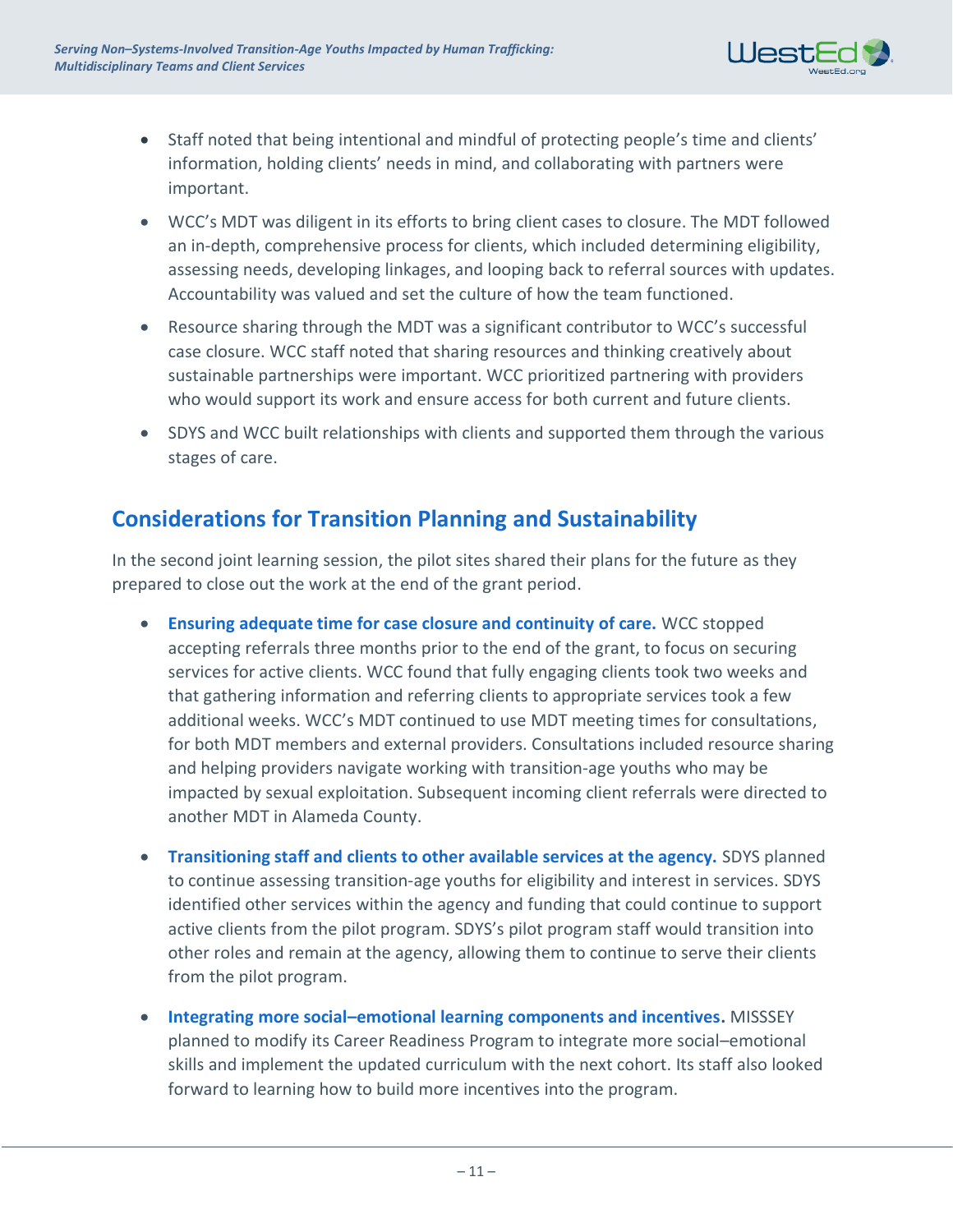- Staff noted that being intentional and mindful of protecting people's time and clients' information, holding clients' needs in mind, and collaborating with partners were important.
- WCC's MDT was diligent in its efforts to bring client cases to closure. The MDT followed an in-depth, comprehensive process for clients, which included determining eligibility, assessing needs, developing linkages, and looping back to referral sources with updates. Accountability was valued and set the culture of how the team functioned.
- Resource sharing through the MDT was a significant contributor to WCC's successful case closure. WCC staff noted that sharing resources and thinking creatively about sustainable partnerships were important. WCC prioritized partnering with providers who would support its work and ensure access for both current and future clients.
- SDYS and WCC built relationships with clients and supported them through the various stages of care.

## Considerations for Transition Planning and Sustainability

In the second joint learning session, the pilot sites shared their plans for the future as they prepared to close out the work at the end of the grant period.

- **Ensuring adequate time for case closure and continuity of care.** WCC stopped accepting referrals three months prior to the end of the grant, to focus on securing services for active clients. WCC found that fully engaging clients took two weeks and that gathering information and referring clients to appropriate services took a few additional weeks. WCC's MDT continued to use MDT meeting times for consultations, for both MDT members and external providers. Consultations included resource sharing and helping providers navigate working with transition-age youths who may be impacted by sexual exploitation. Subsequent incoming client referrals were directed to another MDT in Alameda County.
- **Transitioning staff and clients to other available services at the agency.** SDYS planned to continue assessing transition-age youths for eligibility and interest in services. SDYS identified other services within the agency and funding that could continue to support active clients from the pilot program. SDYS's pilot program staff would transition into other roles and remain at the agency, allowing them to continue to serve their clients from the pilot program.
- **Integrating more social–emotional learning components and incentives.** MISSSEY planned to modify its Career Readiness Program to integrate more social–emotional skills and implement the updated curriculum with the next cohort. Its staff also looked forward to learning how to build more incentives into the program.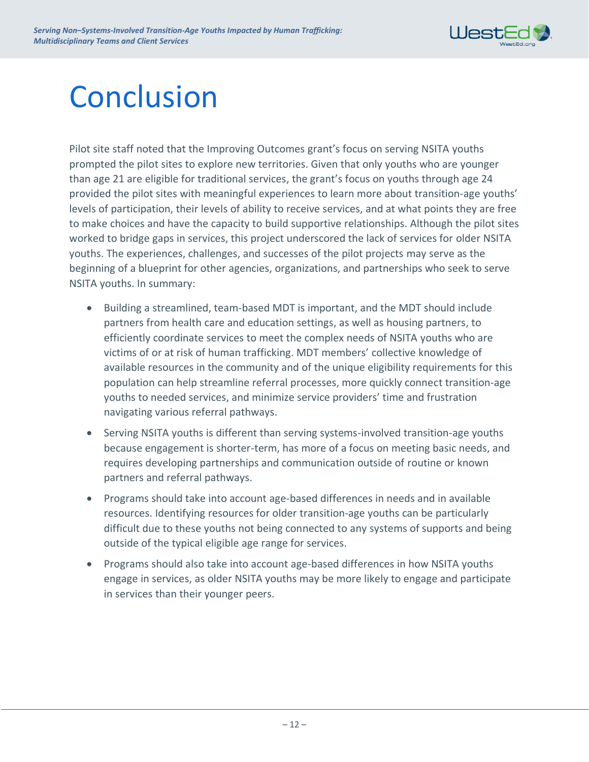# Conclusion

Pilot site staff noted that the Improving Outcomes grant's focus on serving NSITA youths prompted the pilot sites to explore new territories. Given that only youths who are younger than age 21 are eligible for traditional services, the grant's focus on youths through age 24 provided the pilot sites with meaningful experiences to learn more about transition-age youths' levels of participation, their levels of ability to receive services, and at what points they are free to make choices and have the capacity to build supportive relationships. Although the pilot sites worked to bridge gaps in services, this project underscored the lack of services for older NSITA youths. The experiences, challenges, and successes of the pilot projects may serve as the beginning of a blueprint for other agencies, organizations, and partnerships who seek to serve NSITA youths. In summary:

- Building a streamlined, team-based MDT is important, and the MDT should include partners from health care and education settings, as well as housing partners, to efficiently coordinate services to meet the complex needs of NSITA youths who are victims of or at risk of human trafficking. MDT members' collective knowledge of available resources in the community and of the unique eligibility requirements for this population can help streamline referral processes, more quickly connect transition-age youths to needed services, and minimize service providers' time and frustration navigating various referral pathways.
- Serving NSITA youths is different than serving systems-involved transition-age youths because engagement is shorter-term, has more of a focus on meeting basic needs, and requires developing partnerships and communication outside of routine or known partners and referral pathways.
- Programs should take into account age-based differences in needs and in available resources. Identifying resources for older transition-age youths can be particularly difficult due to these youths not being connected to any systems of supports and being outside of the typical eligible age range for services.
- Programs should also take into account age-based differences in how NSITA youths engage in services, as older NSITA youths may be more likely to engage and participate in services than their younger peers.